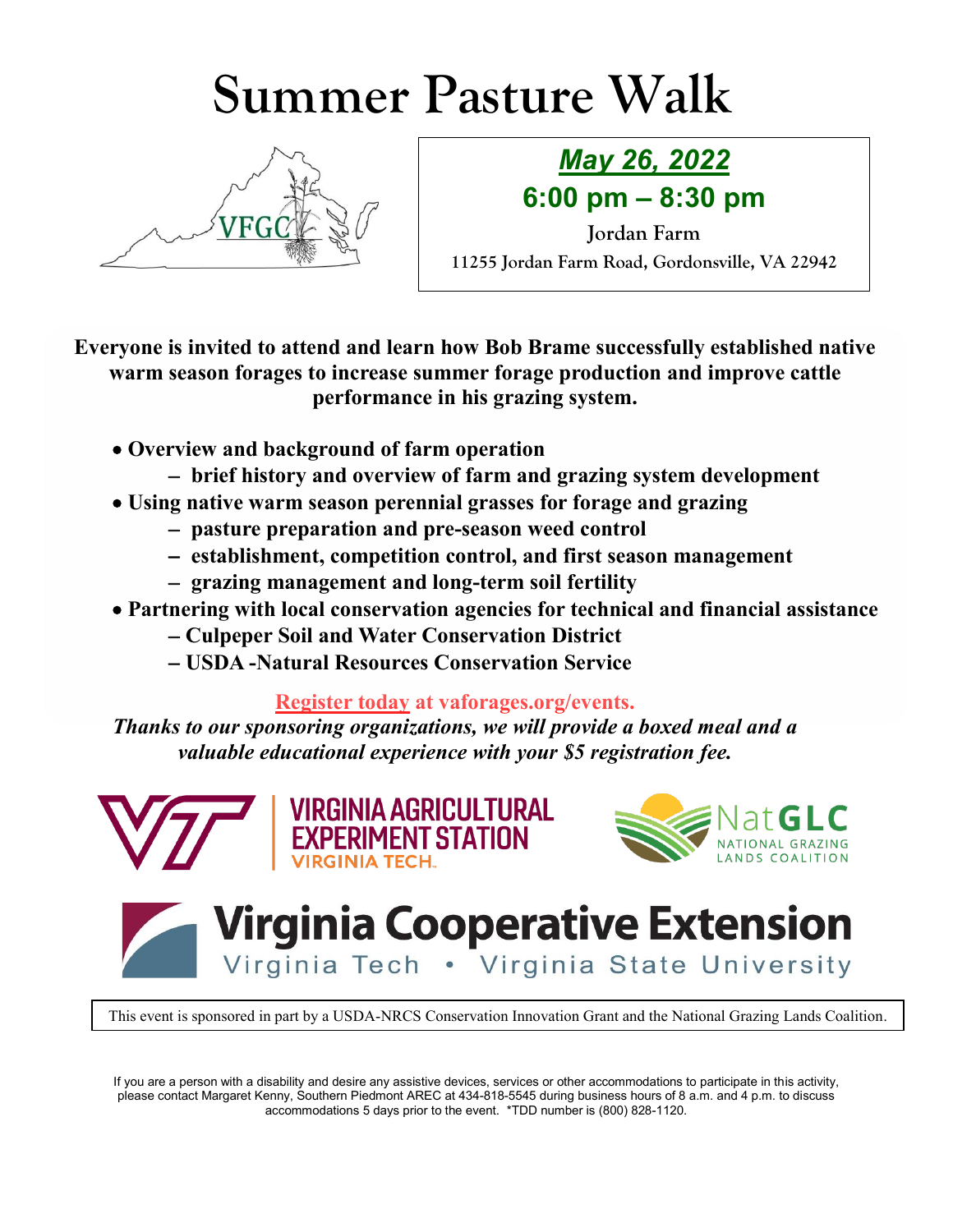# Summary Pasture Walk

VFGC

***May 26, 2022***

**6:00 pm – 8:30 pm**

**Jordan Farm**

**11255 Jordan Farm Road, Gordonsville, VA 22942**

**Everyone is invited to attend and learn how Bob Brame successfully established native warm season forages to increase summer forage production and improve cattle performance in his grazing system.**

- **Overview and background of farm operation**
  - **brief history and overview of farm and grazing system development**
- **Using native warm season perennial grasses for forage and grazing**
  - **pasture preparation and pre-season weed control**
  - **establishment, competition control, and first season management**
  - **grazing management and long-term soil fertility**
- **Partnering with local conservation agencies for technical and financial assistance**
  - **Culpeper Soil and Water Conservation District**
  - **USDA -Natural Resources Conservation Service**

**Register today at vaforages.org/events.**

***Thanks to our sponsoring organizations, we will provide a boxed meal and a valuable educational experience with your $5 registration fee.***

VIRGINIA AGRICULTURAL EXPERIMENT STATION
VIRGINIA TECH.

NatGLC
NATIONAL GRAZING LANDS COALITION

Virginia Cooperative Extension
Virginia Tech • Virginia State University

This event is sponsored in part by a USDA-NRCS Conservation Innovation Grant and the National Grazing Lands Coalition.

If you are a person with a disability and desire any assistive devices, services or other accommodations to participate in this activity, please contact Margaret Kenny, Southern Piedmont AREC at 434-818-5545 during business hours of 8 a.m. and 4 p.m. to discuss accommodations 5 days prior to the event. *TDD number is (800) 828-1120.

# Summer Pasture Walk

VFGC

***May 26, 2022***

**6:00 pm – 8:30 pm**

**Jordan Farm**

**11255 Jordan Farm Road, Gordonsville, VA 22942**

**Everyone is invited to attend and learn how Bob Brame successfully established native warm season forages to increase summer forage production and improve cattle performance in his grazing system.**

- **Overview and background of farm operation**
  - **brief history and overview of farm and grazing system development**
- **Using native warm season perennial grasses for forage and grazing**
  - **pasture preparation and pre-season weed control**
  - **establishment, competition control, and first season management**
  - **grazing management and long-term soil fertility**
- **Partnering with local conservation agencies for technical and financial assistance**
  - **Culpeper Soil and Water Conservation District**
  - **USDA -Natural Resources Conservation Service**

**Register today at vaforages.org/events.**

***Thanks to our sponsoring organizations, we will provide a boxed meal and a valuable educational experience with your $5 registration fee.***

VIRGINIA AGRICULTURAL EXPERIMENT STATION
VIRGINIA TECH.

NatGLC
NATIONAL GRAZING LANDS COALITION

Virginia Cooperative Extension
Virginia Tech • Virginia State University

This event is sponsored in part by a USDA-NRCS Conservation Innovation Grant and the National Grazing Lands Coalition.

If you are a person with a disability and desire any assistive devices, services or other accommodations to participate in this activity, please contact Margaret Kenny, Southern Piedmont AREC at 434-818-5545 during business hours of 8 a.m. and 4 p.m. to discuss accommodations 5 days prior to the event. *TDD number is (800) 828-1120.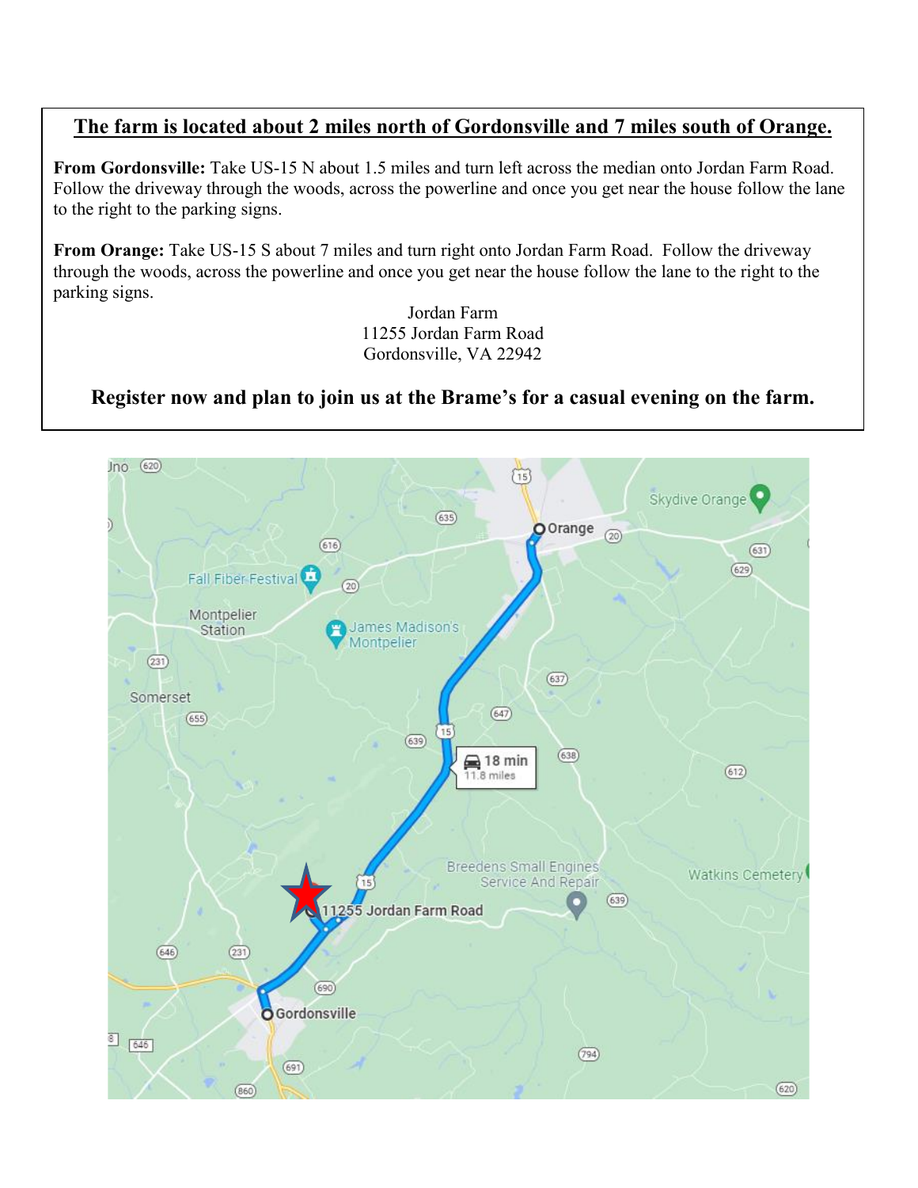## The farm is located about 2 miles north of Gordonsville and 7 miles south of Orange.

**From Gordonsville:** Take US-15 N about 1.5 miles and turn left across the median onto Jordan Farm Road. Follow the driveway through the woods, across the powerline and once you get near the house follow the lane to the right to the parking signs.

**From Orange:** Take US-15 S about 7 miles and turn right onto Jordan Farm Road. Follow the driveway through the woods, across the powerline and once you get near the house follow the lane to the right to the parking signs.

Jordan Farm
11255 Jordan Farm Road
Gordonsville, VA 22942

**Register now and plan to join us at the Brame's for a casual evening on the farm.**

Orange
Skydive Orange
Fall Fiber Festival
Montpelier Station
James Madison's Montpelier
Somerset
18 min
11.8 miles
Breedens Small Engines Service And Repair
Watkins Cemetery
11255 Jordan Farm Road
Gordonsville